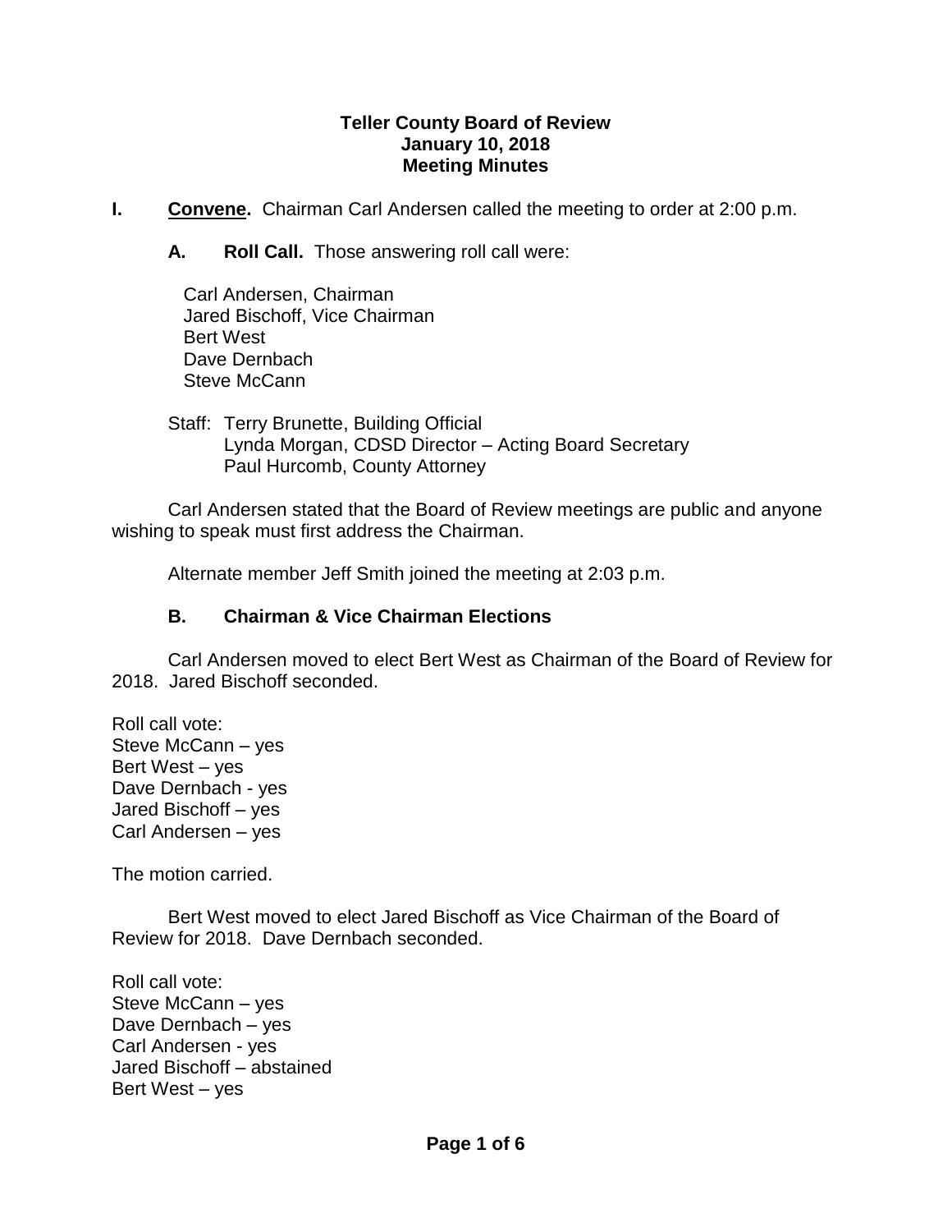# Teller County Board of Review
## January 10, 2018
## Meeting Minutes

**I. Convene.** Chairman Carl Andersen called the meeting to order at 2:00 p.m.

**A. Roll Call.** Those answering roll call were:

Carl Andersen, Chairman
Jared Bischoff, Vice Chairman
Bert West
Dave Dernbach
Steve McCann

Staff: Terry Brunette, Building Official
Lynda Morgan, CDSD Director – Acting Board Secretary
Paul Hurcomb, County Attorney

Carl Andersen stated that the Board of Review meetings are public and anyone wishing to speak must first address the Chairman.

Alternate member Jeff Smith joined the meeting at 2:03 p.m.

**B. Chairman & Vice Chairman Elections**

Carl Andersen moved to elect Bert West as Chairman of the Board of Review for 2018. Jared Bischoff seconded.

Roll call vote:
Steve McCann – yes
Bert West – yes
Dave Dernbach - yes
Jared Bischoff – yes
Carl Andersen – yes

The motion carried.

Bert West moved to elect Jared Bischoff as Vice Chairman of the Board of Review for 2018. Dave Dernbach seconded.

Roll call vote:
Steve McCann – yes
Dave Dernbach – yes
Carl Andersen - yes
Jared Bischoff – abstained
Bert West – yes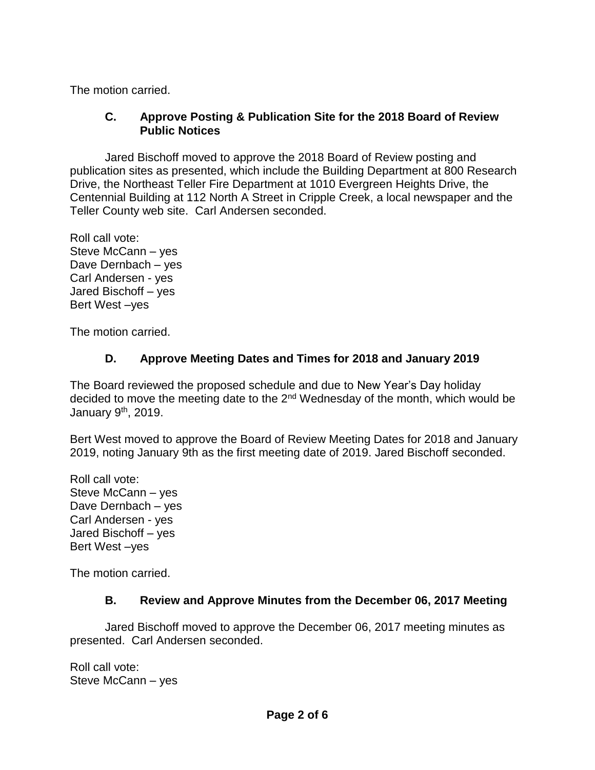The motion carried.

### C. Approve Posting & Publication Site for the 2018 Board of Review Public Notices

Jared Bischoff moved to approve the 2018 Board of Review posting and publication sites as presented, which include the Building Department at 800 Research Drive, the Northeast Teller Fire Department at 1010 Evergreen Heights Drive, the Centennial Building at 112 North A Street in Cripple Creek, a local newspaper and the Teller County web site. Carl Andersen seconded.

Roll call vote:
Steve McCann – yes
Dave Dernbach – yes
Carl Andersen - yes
Jared Bischoff – yes
Bert West –yes

The motion carried.

### D. Approve Meeting Dates and Times for 2018 and January 2019

The Board reviewed the proposed schedule and due to New Year's Day holiday decided to move the meeting date to the 2nd Wednesday of the month, which would be January 9th, 2019.

Bert West moved to approve the Board of Review Meeting Dates for 2018 and January 2019, noting January 9th as the first meeting date of 2019. Jared Bischoff seconded.

Roll call vote:
Steve McCann – yes
Dave Dernbach – yes
Carl Andersen - yes
Jared Bischoff – yes
Bert West –yes

The motion carried.

### B. Review and Approve Minutes from the December 06, 2017 Meeting

Jared Bischoff moved to approve the December 06, 2017 meeting minutes as presented. Carl Andersen seconded.

Roll call vote:
Steve McCann – yes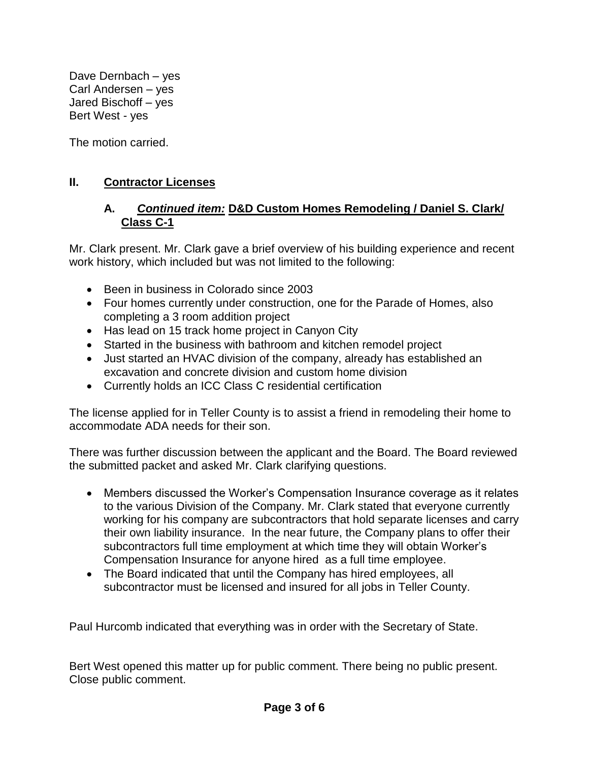Dave Dernbach – yes
Carl Andersen – yes
Jared Bischoff – yes
Bert West - yes

The motion carried.

## II. Contractor Licenses

### A. *Continued item:* D&D Custom Homes Remodeling / Daniel S. Clark/ Class C-1

Mr. Clark present. Mr. Clark gave a brief overview of his building experience and recent work history, which included but was not limited to the following:

- Been in business in Colorado since 2003
- Four homes currently under construction, one for the Parade of Homes, also completing a 3 room addition project
- Has lead on 15 track home project in Canyon City
- Started in the business with bathroom and kitchen remodel project
- Just started an HVAC division of the company, already has established an excavation and concrete division and custom home division
- Currently holds an ICC Class C residential certification

The license applied for in Teller County is to assist a friend in remodeling their home to accommodate ADA needs for their son.

There was further discussion between the applicant and the Board. The Board reviewed the submitted packet and asked Mr. Clark clarifying questions.

- Members discussed the Worker's Compensation Insurance coverage as it relates to the various Division of the Company. Mr. Clark stated that everyone currently working for his company are subcontractors that hold separate licenses and carry their own liability insurance. In the near future, the Company plans to offer their subcontractors full time employment at which time they will obtain Worker's Compensation Insurance for anyone hired as a full time employee.
- The Board indicated that until the Company has hired employees, all subcontractor must be licensed and insured for all jobs in Teller County.

Paul Hurcomb indicated that everything was in order with the Secretary of State.

Bert West opened this matter up for public comment. There being no public present. Close public comment.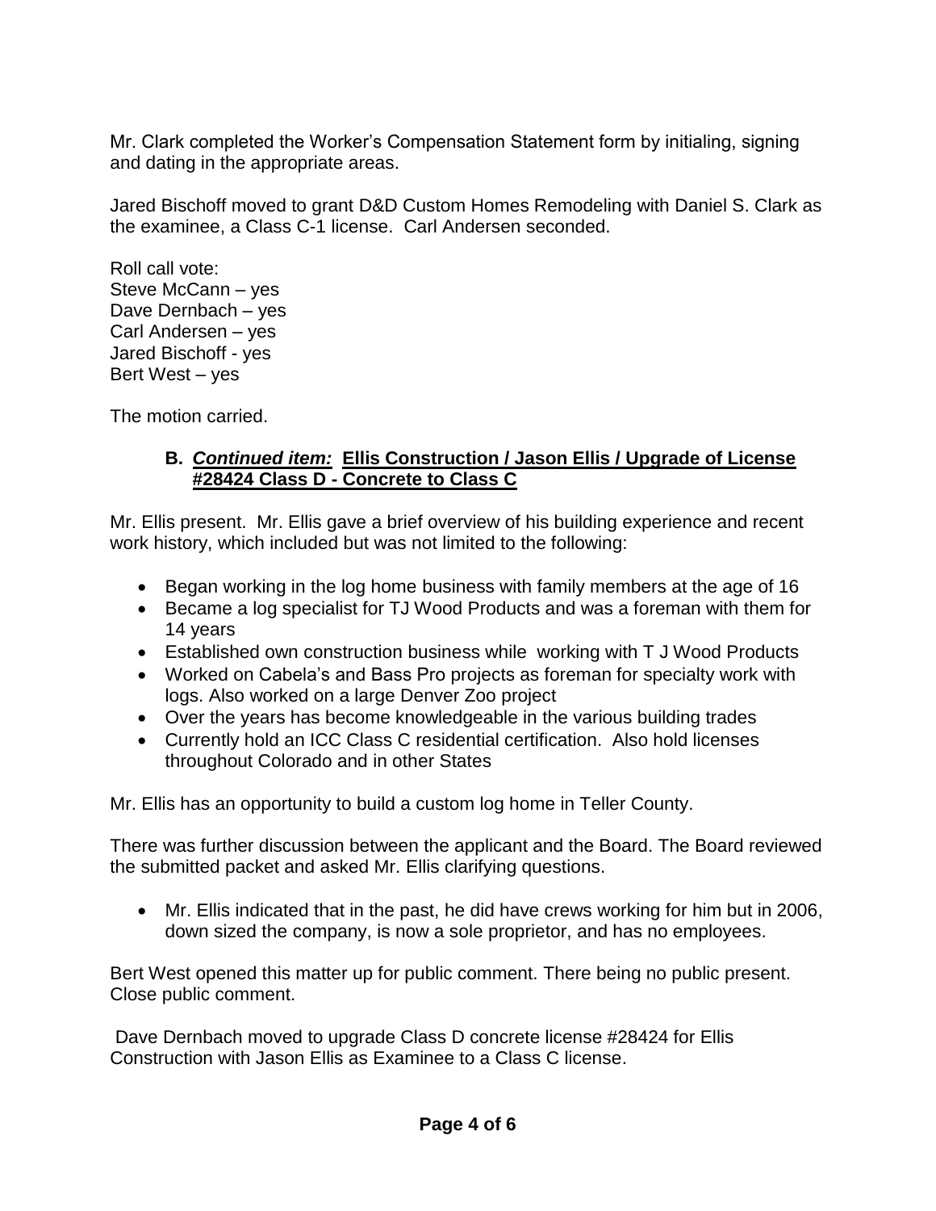Mr. Clark completed the Worker's Compensation Statement form by initialing, signing and dating in the appropriate areas.

Jared Bischoff moved to grant D&D Custom Homes Remodeling with Daniel S. Clark as the examinee, a Class C-1 license. Carl Andersen seconded.

Roll call vote:
Steve McCann – yes
Dave Dernbach – yes
Carl Andersen – yes
Jared Bischoff - yes
Bert West – yes

The motion carried.

### B. ***Continued item:*** **Ellis Construction / Jason Ellis / Upgrade of License #28424 Class D - Concrete to Class C**

Mr. Ellis present. Mr. Ellis gave a brief overview of his building experience and recent work history, which included but was not limited to the following:

- Began working in the log home business with family members at the age of 16
- Became a log specialist for TJ Wood Products and was a foreman with them for 14 years
- Established own construction business while working with T J Wood Products
- Worked on Cabela's and Bass Pro projects as foreman for specialty work with logs. Also worked on a large Denver Zoo project
- Over the years has become knowledgeable in the various building trades
- Currently hold an ICC Class C residential certification. Also hold licenses throughout Colorado and in other States

Mr. Ellis has an opportunity to build a custom log home in Teller County.

There was further discussion between the applicant and the Board. The Board reviewed the submitted packet and asked Mr. Ellis clarifying questions.

- Mr. Ellis indicated that in the past, he did have crews working for him but in 2006, down sized the company, is now a sole proprietor, and has no employees.

Bert West opened this matter up for public comment. There being no public present. Close public comment.

Dave Dernbach moved to upgrade Class D concrete license #28424 for Ellis Construction with Jason Ellis as Examinee to a Class C license.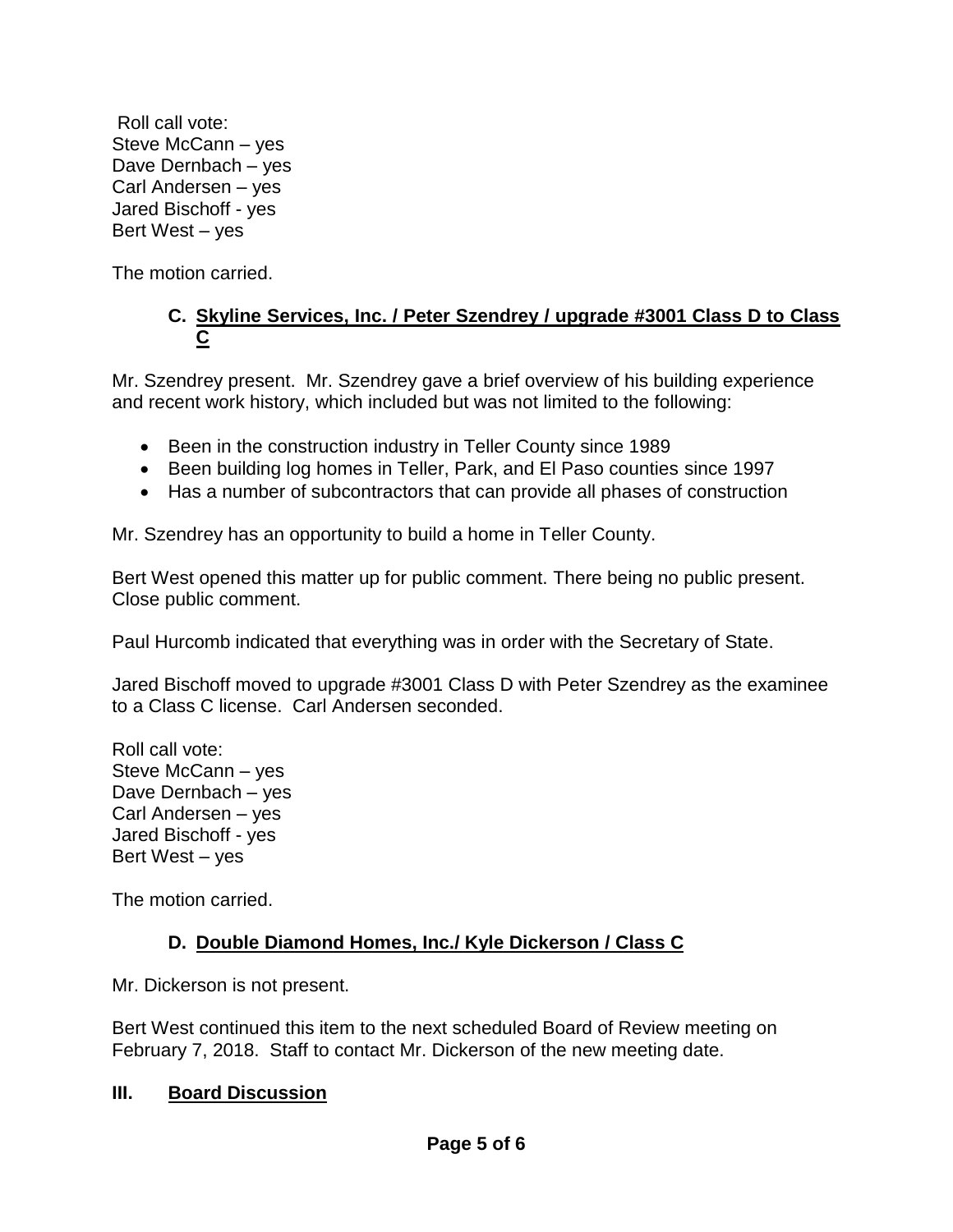Roll call vote:
Steve McCann – yes
Dave Dernbach – yes
Carl Andersen – yes
Jared Bischoff - yes
Bert West – yes

The motion carried.

### C. Skyline Services, Inc. / Peter Szendrey / upgrade #3001 Class D to Class C

Mr. Szendrey present. Mr. Szendrey gave a brief overview of his building experience and recent work history, which included but was not limited to the following:

- Been in the construction industry in Teller County since 1989
- Been building log homes in Teller, Park, and El Paso counties since 1997
- Has a number of subcontractors that can provide all phases of construction

Mr. Szendrey has an opportunity to build a home in Teller County.

Bert West opened this matter up for public comment. There being no public present. Close public comment.

Paul Hurcomb indicated that everything was in order with the Secretary of State.

Jared Bischoff moved to upgrade #3001 Class D with Peter Szendrey as the examinee to a Class C license. Carl Andersen seconded.

Roll call vote:
Steve McCann – yes
Dave Dernbach – yes
Carl Andersen – yes
Jared Bischoff - yes
Bert West – yes

The motion carried.

### D. Double Diamond Homes, Inc./ Kyle Dickerson / Class C

Mr. Dickerson is not present.

Bert West continued this item to the next scheduled Board of Review meeting on February 7, 2018. Staff to contact Mr. Dickerson of the new meeting date.

## III. Board Discussion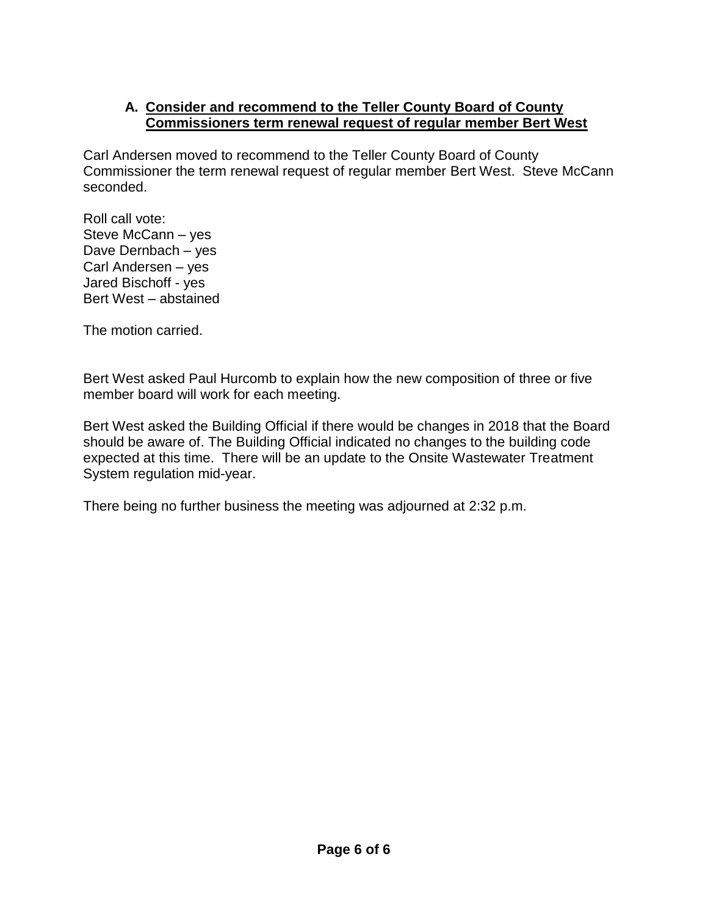**A. Consider and recommend to the Teller County Board of County Commissioners term renewal request of regular member Bert West**

Carl Andersen moved to recommend to the Teller County Board of County Commissioner the term renewal request of regular member Bert West. Steve McCann seconded.

Roll call vote:
Steve McCann – yes
Dave Dernbach – yes
Carl Andersen – yes
Jared Bischoff - yes
Bert West – abstained

The motion carried.

Bert West asked Paul Hurcomb to explain how the new composition of three or five member board will work for each meeting.

Bert West asked the Building Official if there would be changes in 2018 that the Board should be aware of. The Building Official indicated no changes to the building code expected at this time. There will be an update to the Onsite Wastewater Treatment System regulation mid-year.

There being no further business the meeting was adjourned at 2:32 p.m.